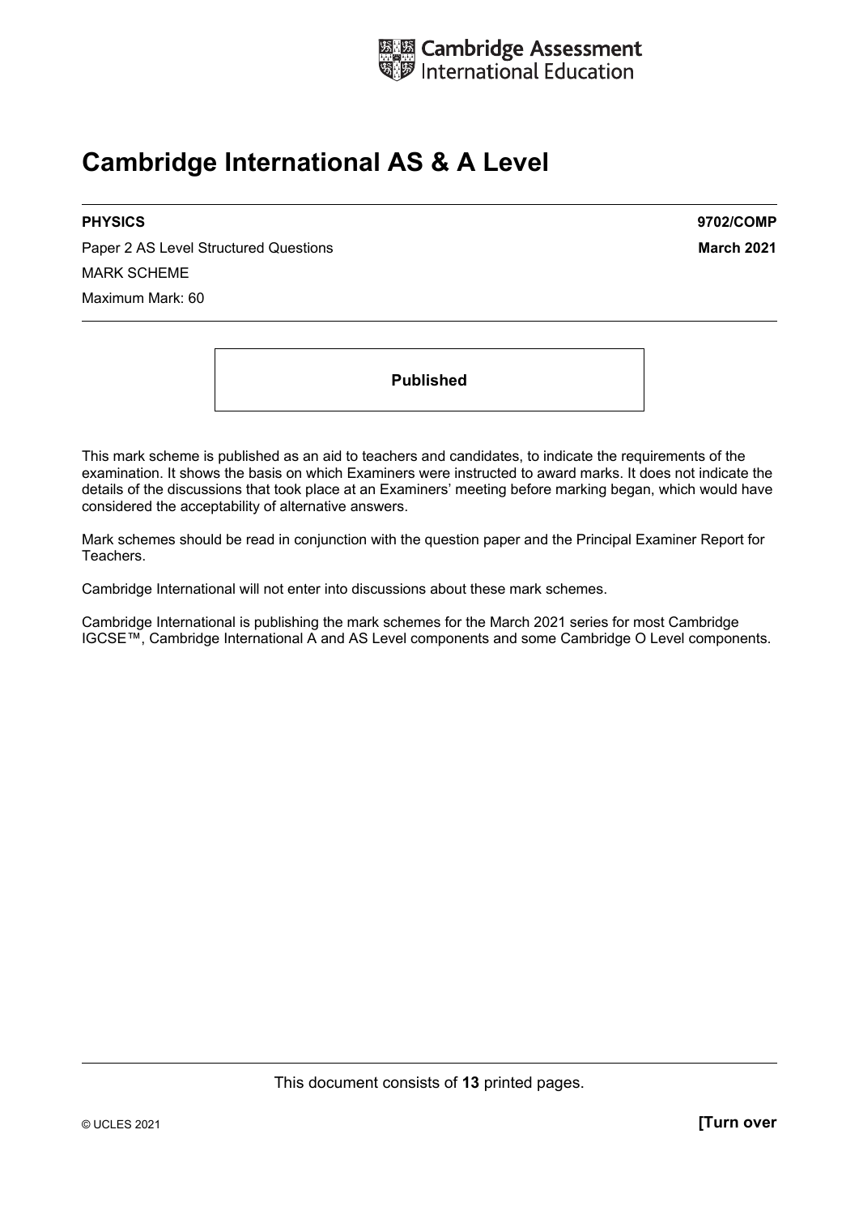Cambridge Assessment International Education

# Cambridge International AS & A Level

**PHYSICS** **9702/COMP**

Paper 2 AS Level Structured Questions **March 2021**

MARK SCHEME

Maximum Mark: 60

**Published**

This mark scheme is published as an aid to teachers and candidates, to indicate the requirements of the examination. It shows the basis on which Examiners were instructed to award marks. It does not indicate the details of the discussions that took place at an Examiners' meeting before marking began, which would have considered the acceptability of alternative answers.

Mark schemes should be read in conjunction with the question paper and the Principal Examiner Report for Teachers.

Cambridge International will not enter into discussions about these mark schemes.

Cambridge International is publishing the mark schemes for the March 2021 series for most Cambridge IGCSE™, Cambridge International A and AS Level components and some Cambridge O Level components.

This document consists of **13** printed pages.

© UCLES 2021 **[Turn over**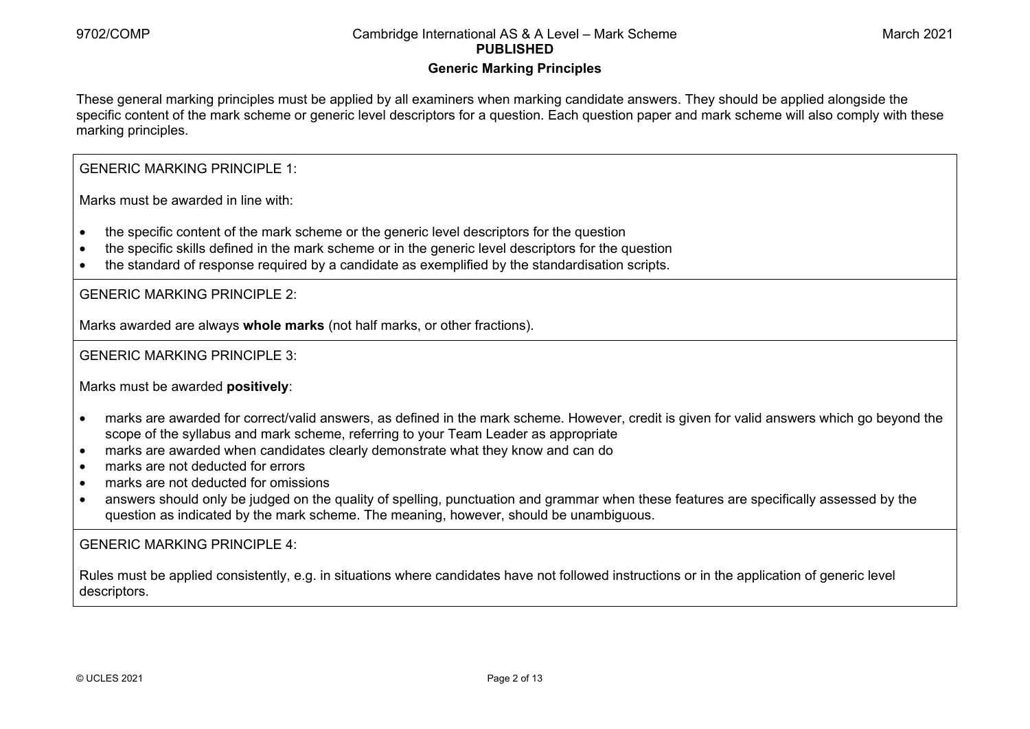## Generic Marking Principles

These general marking principles must be applied by all examiners when marking candidate answers. They should be applied alongside the specific content of the mark scheme or generic level descriptors for a question. Each question paper and mark scheme will also comply with these marking principles.

GENERIC MARKING PRINCIPLE 1:

Marks must be awarded in line with:

- the specific content of the mark scheme or the generic level descriptors for the question
- the specific skills defined in the mark scheme or in the generic level descriptors for the question
- the standard of response required by a candidate as exemplified by the standardisation scripts.

GENERIC MARKING PRINCIPLE 2:

Marks awarded are always **whole marks** (not half marks, or other fractions).

GENERIC MARKING PRINCIPLE 3:

Marks must be awarded **positively**:

- marks are awarded for correct/valid answers, as defined in the mark scheme. However, credit is given for valid answers which go beyond the scope of the syllabus and mark scheme, referring to your Team Leader as appropriate
- marks are awarded when candidates clearly demonstrate what they know and can do
- marks are not deducted for errors
- marks are not deducted for omissions
- answers should only be judged on the quality of spelling, punctuation and grammar when these features are specifically assessed by the question as indicated by the mark scheme. The meaning, however, should be unambiguous.

GENERIC MARKING PRINCIPLE 4:

Rules must be applied consistently, e.g. in situations where candidates have not followed instructions or in the application of generic level descriptors.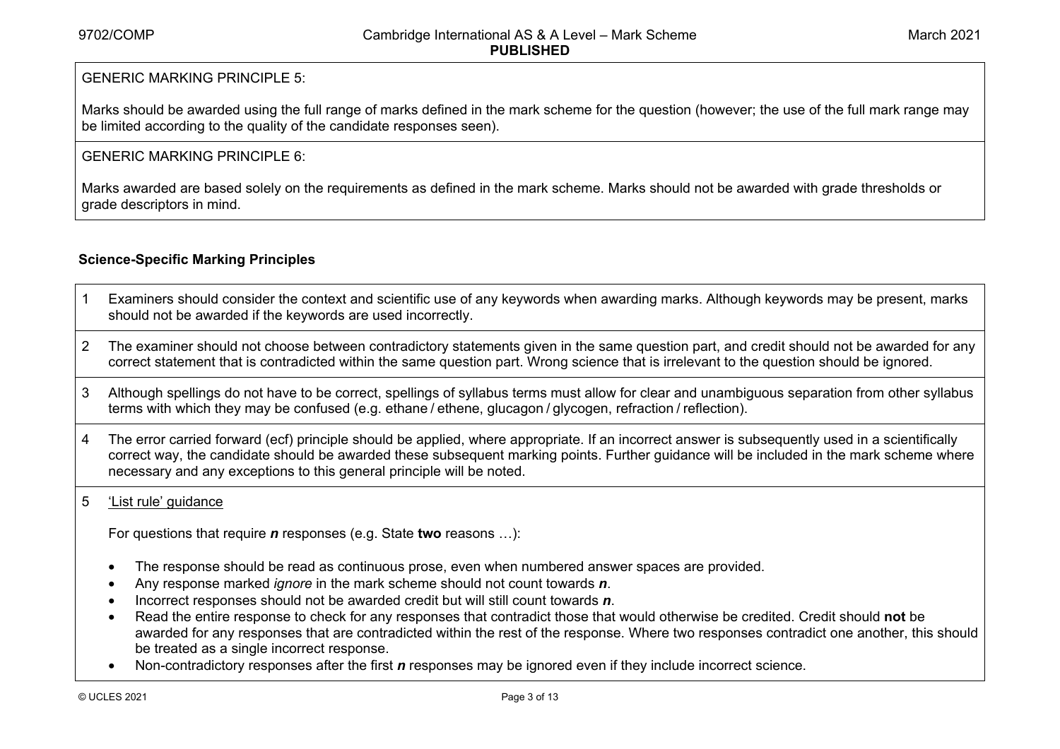GENERIC MARKING PRINCIPLE 5:

Marks should be awarded using the full range of marks defined in the mark scheme for the question (however; the use of the full mark range may be limited according to the quality of the candidate responses seen).

GENERIC MARKING PRINCIPLE 6:

Marks awarded are based solely on the requirements as defined in the mark scheme. Marks should not be awarded with grade thresholds or grade descriptors in mind.

### Science-Specific Marking Principles

1. Examiners should consider the context and scientific use of any keywords when awarding marks. Although keywords may be present, marks should not be awarded if the keywords are used incorrectly.

2. The examiner should not choose between contradictory statements given in the same question part, and credit should not be awarded for any correct statement that is contradicted within the same question part. Wrong science that is irrelevant to the question should be ignored.

3. Although spellings do not have to be correct, spellings of syllabus terms must allow for clear and unambiguous separation from other syllabus terms with which they may be confused (e.g. ethane / ethene, glucagon / glycogen, refraction / reflection).

4. The error carried forward (ecf) principle should be applied, where appropriate. If an incorrect answer is subsequently used in a scientifically correct way, the candidate should be awarded these subsequent marking points. Further guidance will be included in the mark scheme where necessary and any exceptions to this general principle will be noted.

5. 'List rule' guidance

   For questions that require ***n*** responses (e.g. State **two** reasons …):

   - The response should be read as continuous prose, even when numbered answer spaces are provided.
   - Any response marked *ignore* in the mark scheme should not count towards ***n***.
   - Incorrect responses should not be awarded credit but will still count towards ***n***.
   - Read the entire response to check for any responses that contradict those that would otherwise be credited. Credit should **not** be awarded for any responses that are contradicted within the rest of the response. Where two responses contradict one another, this should be treated as a single incorrect response.
   - Non-contradictory responses after the first ***n*** responses may be ignored even if they include incorrect science.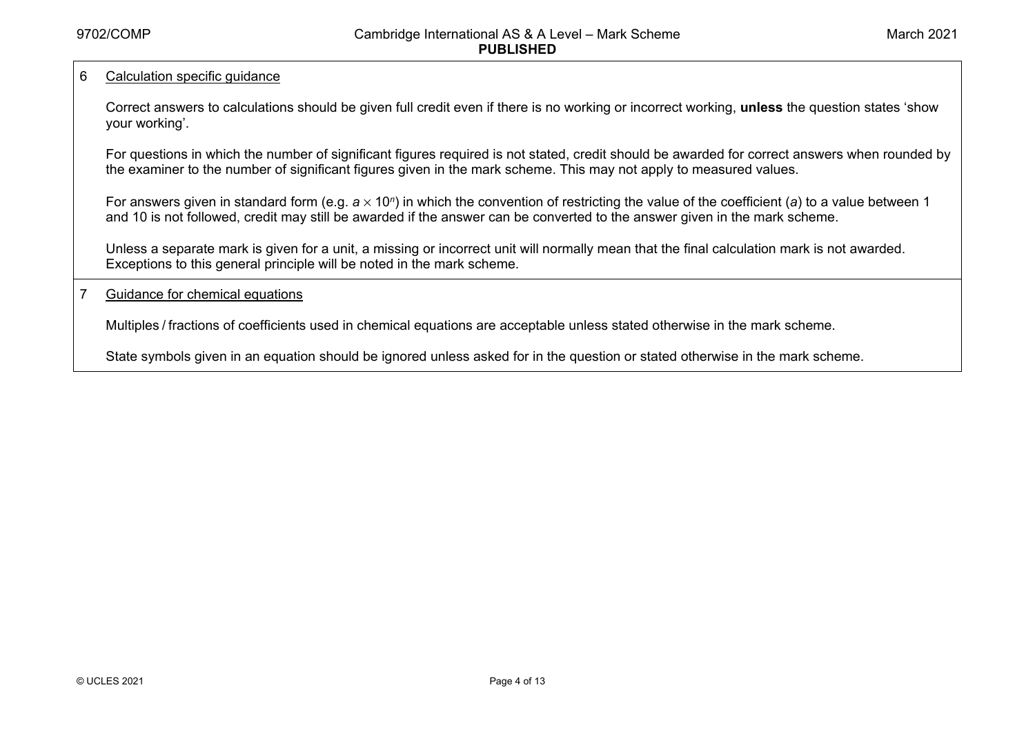6 <u>Calculation specific guidance</u>

Correct answers to calculations should be given full credit even if there is no working or incorrect working, **unless** the question states 'show your working'.

For questions in which the number of significant figures required is not stated, credit should be awarded for correct answers when rounded by the examiner to the number of significant figures given in the mark scheme. This may not apply to measured values.

For answers given in standard form (e.g. $a \times 10^n$) in which the convention of restricting the value of the coefficient ($a$) to a value between 1 and 10 is not followed, credit may still be awarded if the answer can be converted to the answer given in the mark scheme.

Unless a separate mark is given for a unit, a missing or incorrect unit will normally mean that the final calculation mark is not awarded. Exceptions to this general principle will be noted in the mark scheme.

7 <u>Guidance for chemical equations</u>

Multiples / fractions of coefficients used in chemical equations are acceptable unless stated otherwise in the mark scheme.

State symbols given in an equation should be ignored unless asked for in the question or stated otherwise in the mark scheme.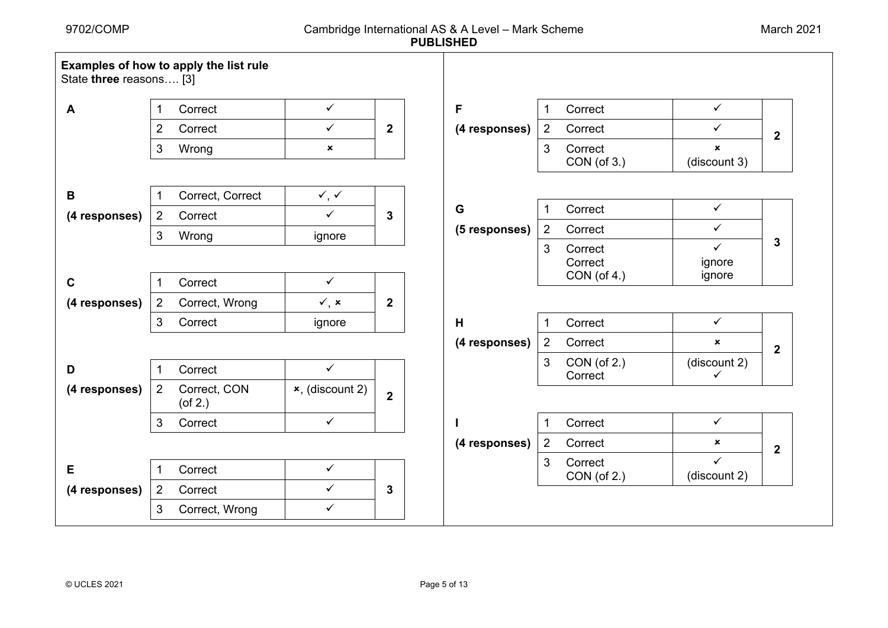**Examples of how to apply the list rule**

State **three** reasons…. [3]

**A**

| | | | |
|---|---|---|---|
| 1 | Correct | ✓ | 2 |
| 2 | Correct | ✓ | |
| 3 | Wrong | ✗ | |

**B (4 responses)**

| | | | |
|---|---|---|---|
| 1 | Correct, Correct | ✓, ✓ | 3 |
| 2 | Correct | ✓ | |
| 3 | Wrong | ignore | |

**C (4 responses)**

| | | | |
|---|---|---|---|
| 1 | Correct | ✓ | 2 |
| 2 | Correct, Wrong | ✓, ✗ | |
| 3 | Correct | ignore | |

**D (4 responses)**

| | | | |
|---|---|---|---|
| 1 | Correct | ✓ | 2 |
| 2 | Correct, CON (of 2.) | ✗, (discount 2) | |
| 3 | Correct | ✓ | |

**E (4 responses)**

| | | | |
|---|---|---|---|
| 1 | Correct | ✓ | 3 |
| 2 | Correct | ✓ | |
| 3 | Correct, Wrong | ✓ | |

**F (4 responses)**

| | | | |
|---|---|---|---|
| 1 | Correct | ✓ | 2 |
| 2 | Correct | ✓ | |
| 3 | Correct<br>CON (of 3.) | ✗<br>(discount 3) | |

**G (5 responses)**

| | | | |
|---|---|---|---|
| 1 | Correct | ✓ | 3 |
| 2 | Correct | ✓ | |
| 3 | Correct<br>Correct<br>CON (of 4.) | ✓<br>ignore<br>ignore | |

**H (4 responses)**

| | | | |
|---|---|---|---|
| 1 | Correct | ✓ | 2 |
| 2 | Correct | ✗ | |
| 3 | CON (of 2.)<br>Correct | (discount 2)<br>✓ | |

**I (4 responses)**

| | | | |
|---|---|---|---|
| 1 | Correct | ✓ | 2 |
| 2 | Correct | ✗ | |
| 3 | Correct<br>CON (of 2.) | ✓<br>(discount 2) | |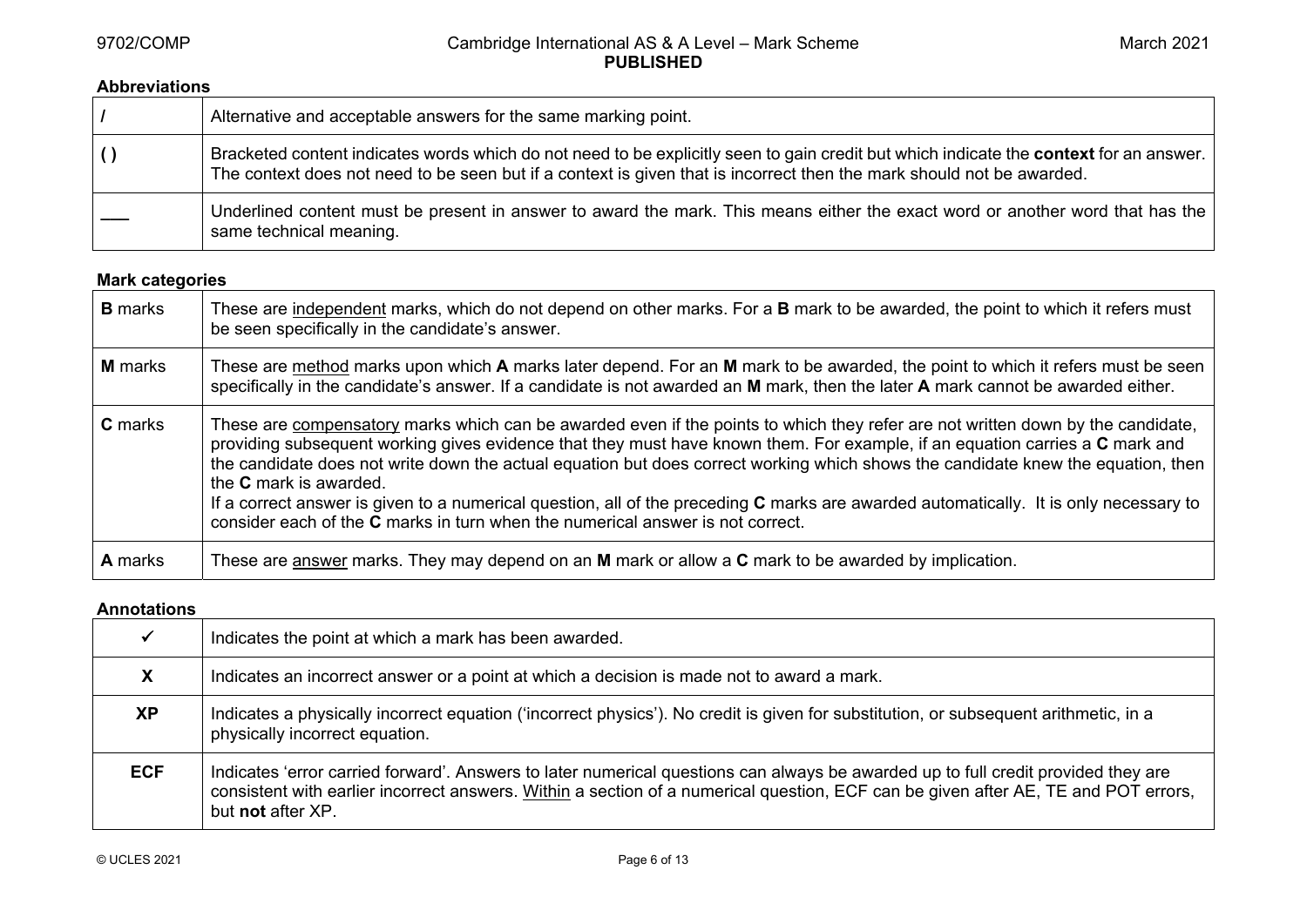**Abbreviations**

| | |
|---|---|
| **/** | Alternative and acceptable answers for the same marking point. |
| **( )** | Bracketed content indicates words which do not need to be explicitly seen to gain credit but which indicate the **context** for an answer. The context does not need to be seen but if a context is given that is incorrect then the mark should not be awarded. |
| ___ | Underlined content must be present in answer to award the mark. This means either the exact word or another word that has the same technical meaning. |

**Mark categories**

| | |
|---|---|
| **B** marks | These are <u>independent</u> marks, which do not depend on other marks. For a **B** mark to be awarded, the point to which it refers must be seen specifically in the candidate's answer. |
| **M** marks | These are <u>method</u> marks upon which **A** marks later depend. For an **M** mark to be awarded, the point to which it refers must be seen specifically in the candidate's answer. If a candidate is not awarded an **M** mark, then the later **A** mark cannot be awarded either. |
| **C** marks | These are <u>compensatory</u> marks which can be awarded even if the points to which they refer are not written down by the candidate, providing subsequent working gives evidence that they must have known them. For example, if an equation carries a **C** mark and the candidate does not write down the actual equation but does correct working which shows the candidate knew the equation, then the **C** mark is awarded.<br>If a correct answer is given to a numerical question, all of the preceding **C** marks are awarded automatically. It is only necessary to consider each of the **C** marks in turn when the numerical answer is not correct. |
| **A** marks | These are <u>answer</u> marks. They may depend on an **M** mark or allow a **C** mark to be awarded by implication. |

**Annotations**

| | |
|---|---|
| ✓ | Indicates the point at which a mark has been awarded. |
| **X** | Indicates an incorrect answer or a point at which a decision is made not to award a mark. |
| **XP** | Indicates a physically incorrect equation ('incorrect physics'). No credit is given for substitution, or subsequent arithmetic, in a physically incorrect equation. |
| **ECF** | Indicates 'error carried forward'. Answers to later numerical questions can always be awarded up to full credit provided they are consistent with earlier incorrect answers. <u>Within</u> a section of a numerical question, ECF can be given after AE, TE and POT errors, but **not** after XP. |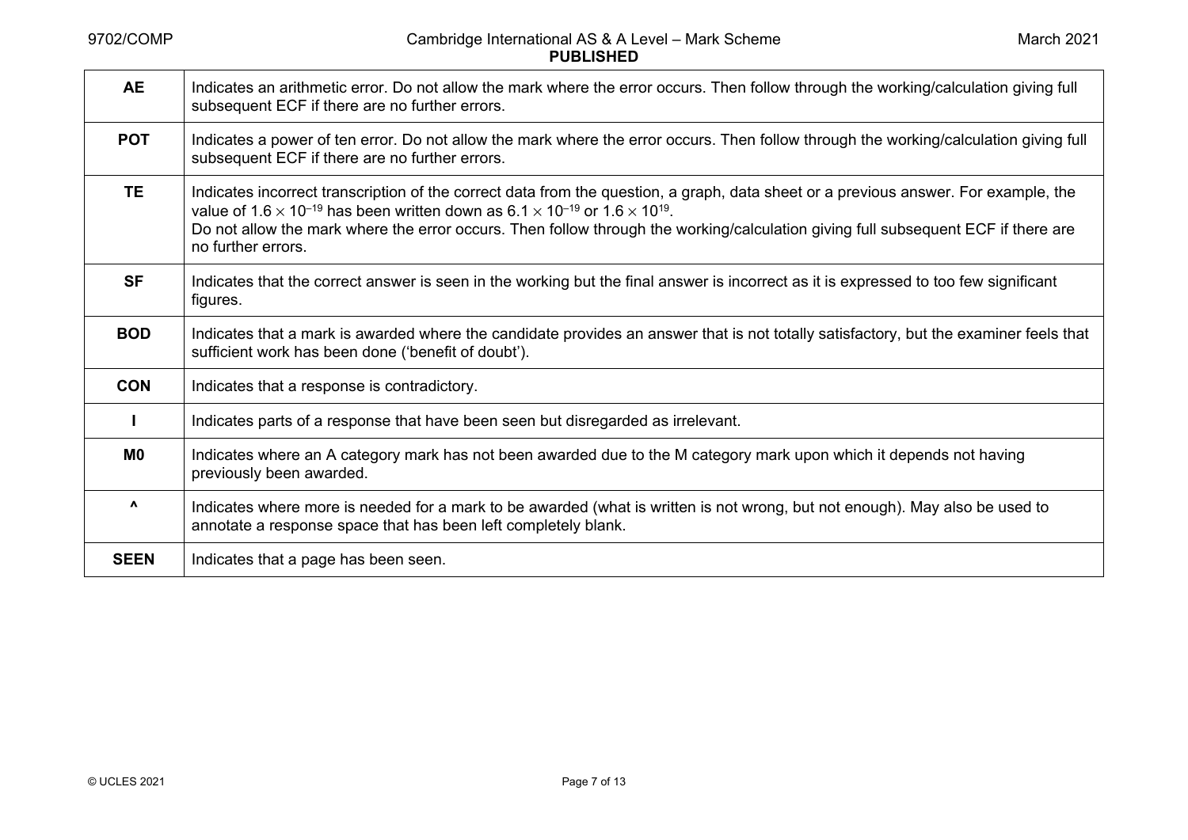| | |
|---|---|
| **AE** | Indicates an arithmetic error. Do not allow the mark where the error occurs. Then follow through the working/calculation giving full subsequent ECF if there are no further errors. |
| **POT** | Indicates a power of ten error. Do not allow the mark where the error occurs. Then follow through the working/calculation giving full subsequent ECF if there are no further errors. |
| **TE** | Indicates incorrect transcription of the correct data from the question, a graph, data sheet or a previous answer. For example, the value of $1.6 \times 10^{-19}$ has been written down as $6.1 \times 10^{-19}$ or $1.6 \times 10^{19}$. Do not allow the mark where the error occurs. Then follow through the working/calculation giving full subsequent ECF if there are no further errors. |
| **SF** | Indicates that the correct answer is seen in the working but the final answer is incorrect as it is expressed to too few significant figures. |
| **BOD** | Indicates that a mark is awarded where the candidate provides an answer that is not totally satisfactory, but the examiner feels that sufficient work has been done ('benefit of doubt'). |
| **CON** | Indicates that a response is contradictory. |
| **I** | Indicates parts of a response that have been seen but disregarded as irrelevant. |
| **M0** | Indicates where an A category mark has not been awarded due to the M category mark upon which it depends not having previously been awarded. |
| **^** | Indicates where more is needed for a mark to be awarded (what is written is not wrong, but not enough). May also be used to annotate a response space that has been left completely blank. |
| **SEEN** | Indicates that a page has been seen. |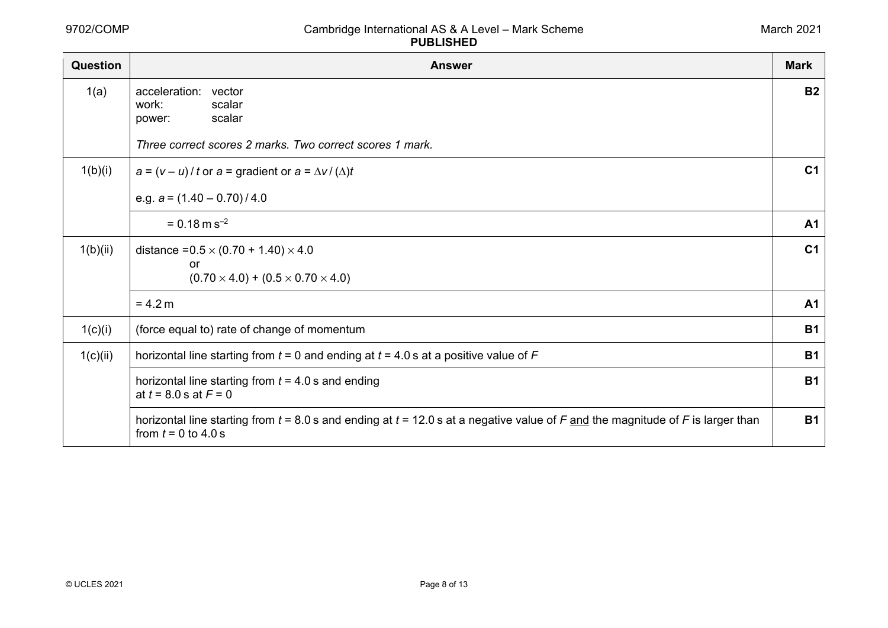| Question | Answer | Mark |
|---|---|---|
| 1(a) | acceleration: vector<br>work: scalar<br>power: scalar<br><br>*Three correct scores 2 marks. Two correct scores 1 mark.* | **B2** |
| 1(b)(i) | $a = (v - u) / t$ or $a$ = gradient or $a = \Delta v / (\Delta)t$<br><br>e.g. $a = (1.40 - 0.70) / 4.0$ | **C1** |
| | $= 0.18\ \text{m s}^{-2}$ | **A1** |
| 1(b)(ii) | distance $= 0.5 \times (0.70 + 1.40) \times 4.0$<br>or<br>$(0.70 \times 4.0) + (0.5 \times 0.70 \times 4.0)$ | **C1** |
| | $= 4.2\ \text{m}$ | **A1** |
| 1(c)(i) | (force equal to) rate of change of momentum | **B1** |
| 1(c)(ii) | horizontal line starting from $t = 0$ and ending at $t = 4.0\ \text{s}$ at a positive value of $F$ | **B1** |
| | horizontal line starting from $t = 4.0\ \text{s}$ and ending at $t = 8.0\ \text{s}$ at $F = 0$ | **B1** |
| | horizontal line starting from $t = 8.0\ \text{s}$ and ending at $t = 12.0\ \text{s}$ at a negative value of $F$ <u>and</u> the magnitude of $F$ is larger than from $t = 0$ to $4.0\ \text{s}$ | **B1** |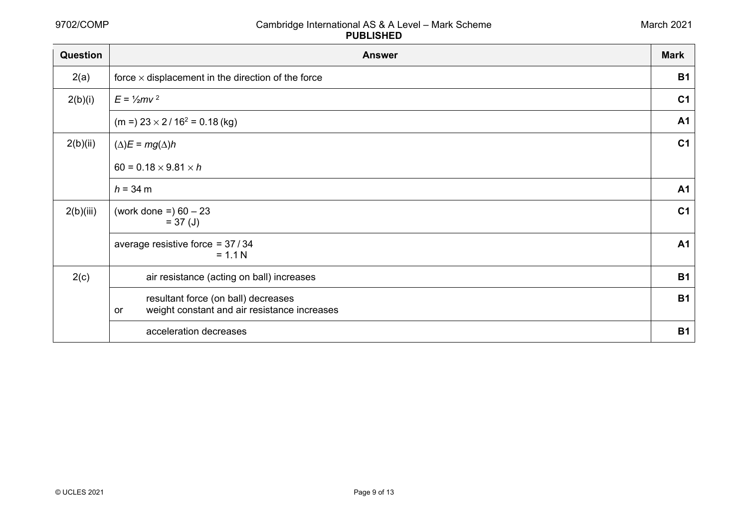| Question | Answer | Mark |
|---|---|---|
| 2(a) | force × displacement in the direction of the force | B1 |
| 2(b)(i) | $E = ½mv^2$ | C1 |
| | (m =) $23 \times 2 / 16^2 = 0.18$ (kg) | A1 |
| 2(b)(ii) | $(\Delta)E = mg(\Delta)h$<br>$60 = 0.18 \times 9.81 \times h$ | C1 |
| | $h = 34$ m | A1 |
| 2(b)(iii) | (work done =) 60 – 23<br>= 37 (J) | C1 |
| | average resistive force = 37 / 34<br>= 1.1 N | A1 |
| 2(c) | air resistance (acting on ball) increases | B1 |
| | resultant force (on ball) decreases<br>or weight constant and air resistance increases | B1 |
| | acceleration decreases | B1 |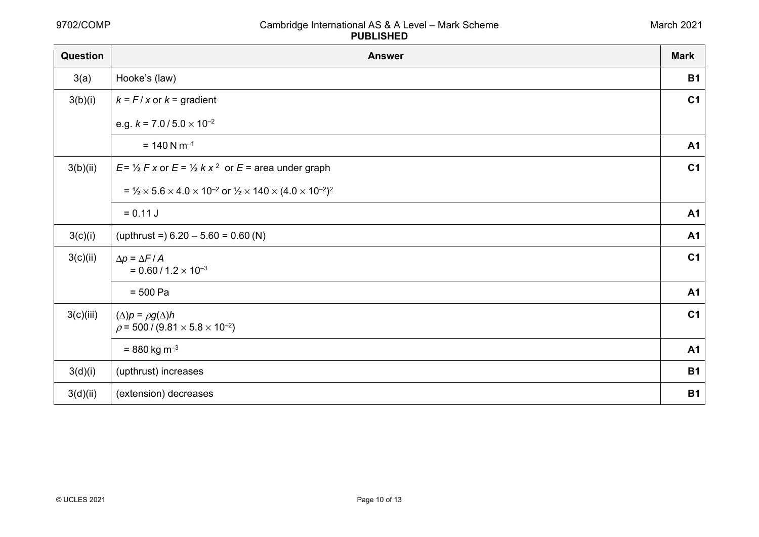| Question | Answer | Mark |
| --- | --- | --- |
| 3(a) | Hooke's (law) | **B1** |
| 3(b)(i) | $k = F / x$ or $k$ = gradient<br><br>e.g. $k = 7.0 / 5.0 \times 10^{-2}$ | **C1** |
| | $= 140\ \text{N m}^{-1}$ | **A1** |
| 3(b)(ii) | $E = ½\ F\ x$ or $E = ½\ k\ x^2$ or $E$ = area under graph<br><br>$= ½ \times 5.6 \times 4.0 \times 10^{-2}$ or $½ \times 140 \times (4.0 \times 10^{-2})^2$ | **C1** |
| | $= 0.11\ \text{J}$ | **A1** |
| 3(c)(i) | (upthrust =) 6.20 – 5.60 = 0.60 (N) | **A1** |
| 3(c)(ii) | $\Delta p = \Delta F / A$<br>$= 0.60 / 1.2 \times 10^{-3}$ | **C1** |
| | $= 500\ \text{Pa}$ | **A1** |
| 3(c)(iii) | $(\Delta)p = \rho g(\Delta)h$<br>$\rho = 500 / (9.81 \times 5.8 \times 10^{-2})$ | **C1** |
| | $= 880\ \text{kg m}^{-3}$ | **A1** |
| 3(d)(i) | (upthrust) increases | **B1** |
| 3(d)(ii) | (extension) decreases | **B1** |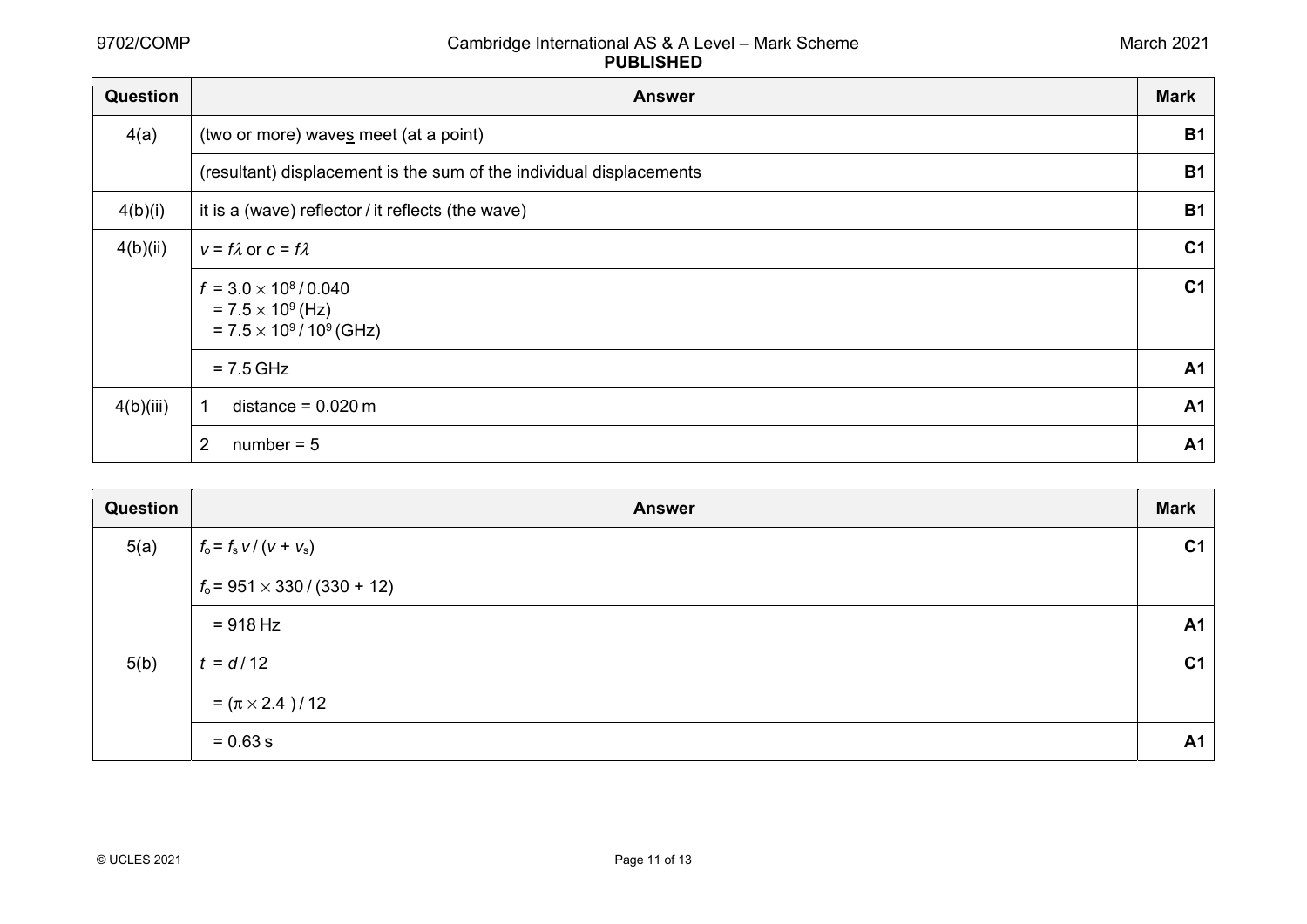| Question | Answer | Mark |
|---|---|---|
| 4(a) | (two or more) waves meet (at a point) | B1 |
| | (resultant) displacement is the sum of the individual displacements | B1 |
| 4(b)(i) | it is a (wave) reflector / it reflects (the wave) | B1 |
| 4(b)(ii) | $v = f\lambda$ or $c = f\lambda$ | C1 |
| | $f = 3.0 \times 10^8 / 0.040$<br>$= 7.5 \times 10^9$ (Hz)<br>$= 7.5 \times 10^9 / 10^9$ (GHz) | C1 |
| | = 7.5 GHz | A1 |
| 4(b)(iii) | 1 distance = 0.020 m | A1 |
| | 2 number = 5 | A1 |

| Question | Answer | Mark |
|---|---|---|
| 5(a) | $f_o = f_s v / (v + v_s)$ | C1 |
| | $f_o = 951 \times 330 / (330 + 12)$ | |
| | = 918 Hz | A1 |
| 5(b) | $t = d / 12$ | C1 |
| | $= (\pi \times 2.4) / 12$ | |
| | = 0.63 s | A1 |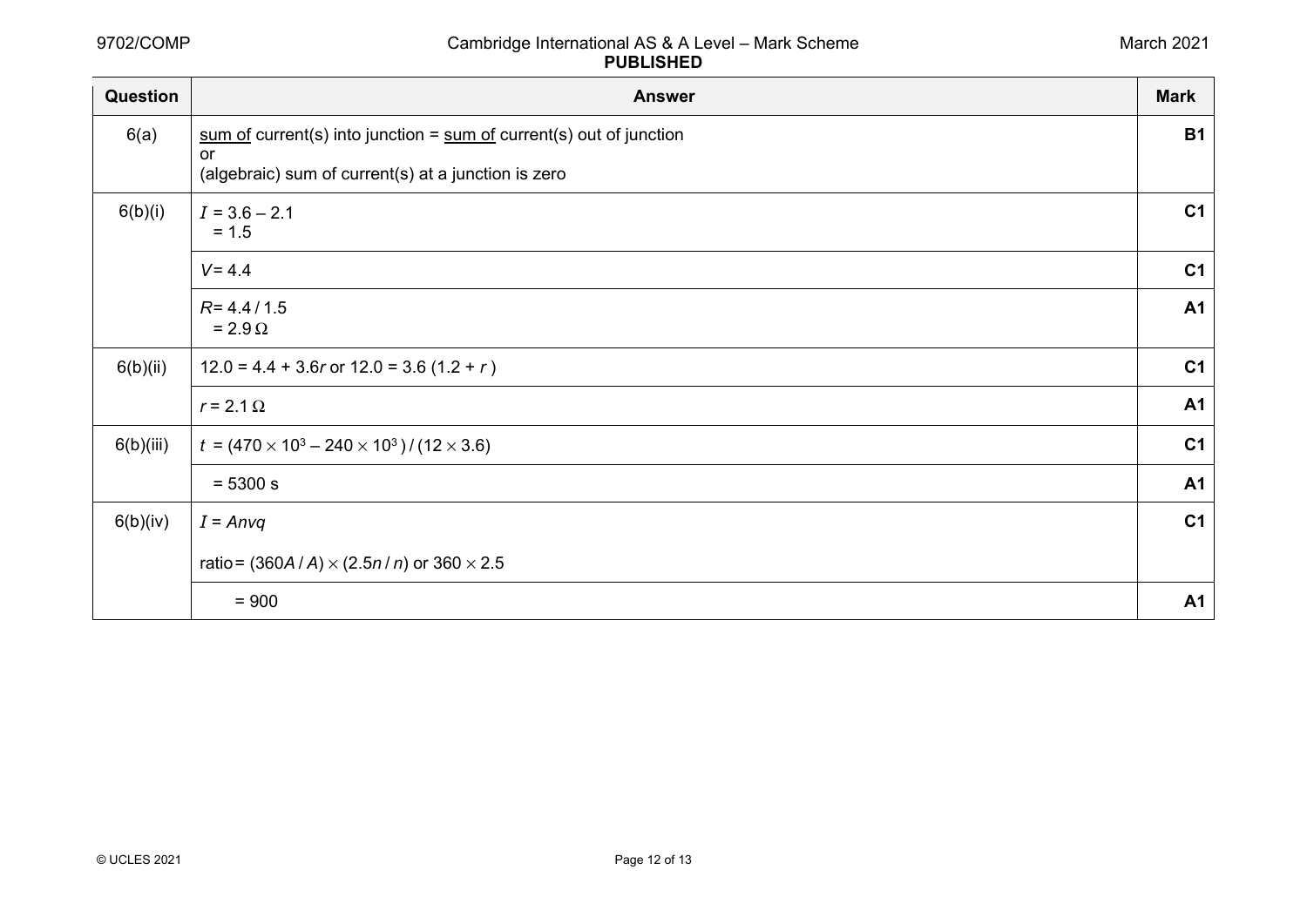| Question | Answer | Mark |
|---|---|---|
| 6(a) | <u>sum of</u> current(s) into junction = <u>sum of</u> current(s) out of junction<br>or<br>(algebraic) sum of current(s) at a junction is zero | **B1** |
| 6(b)(i) | $I = 3.6 - 2.1$<br>$= 1.5$ | **C1** |
| | $V = 4.4$ | **C1** |
| | $R = 4.4 / 1.5$<br>$= 2.9\ \Omega$ | **A1** |
| 6(b)(ii) | $12.0 = 4.4 + 3.6r$ or $12.0 = 3.6\ (1.2 + r\ )$ | **C1** |
| | $r = 2.1\ \Omega$ | **A1** |
| 6(b)(iii) | $t\ = (470 \times 10^3 - 240 \times 10^3\ ) / (12 \times 3.6)$ | **C1** |
| | $= 5300$ s | **A1** |
| 6(b)(iv) | $I = Anvq$<br><br>ratio $= (360A / A) \times (2.5n / n)$ or $360 \times 2.5$ | **C1** |
| | $= 900$ | **A1** |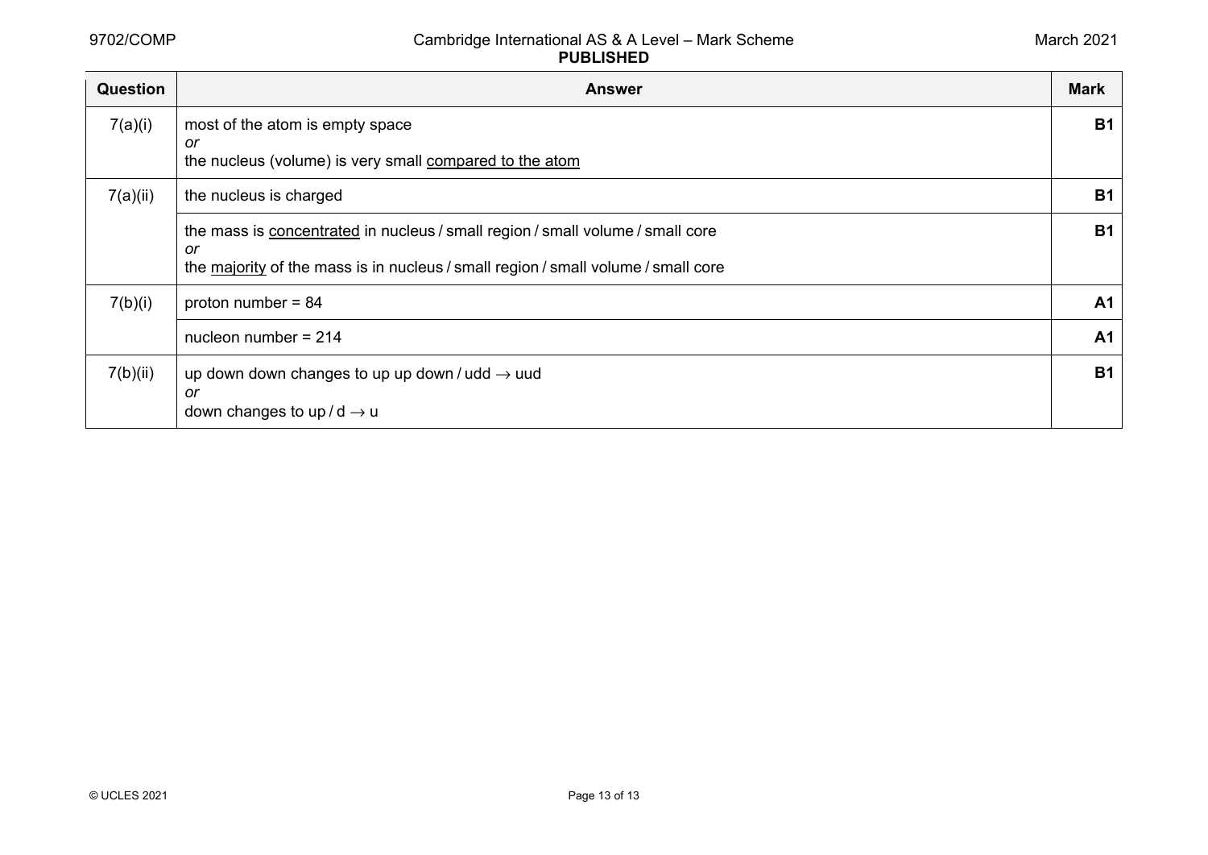| Question | Answer | Mark |
|---|---|---|
| 7(a)(i) | most of the atom is empty space<br>*or*<br>the nucleus (volume) is very small <u>compared to the atom</u> | **B1** |
| 7(a)(ii) | the nucleus is charged | **B1** |
| | the mass is <u>concentrated</u> in nucleus / small region / small volume / small core<br>*or*<br>the <u>majority</u> of the mass is in nucleus / small region / small volume / small core | **B1** |
| 7(b)(i) | proton number = 84 | **A1** |
| | nucleon number = 214 | **A1** |
| 7(b)(ii) | up down down changes to up up down / udd $\rightarrow$ uud<br>*or*<br>down changes to up / d $\rightarrow$ u | **B1** |